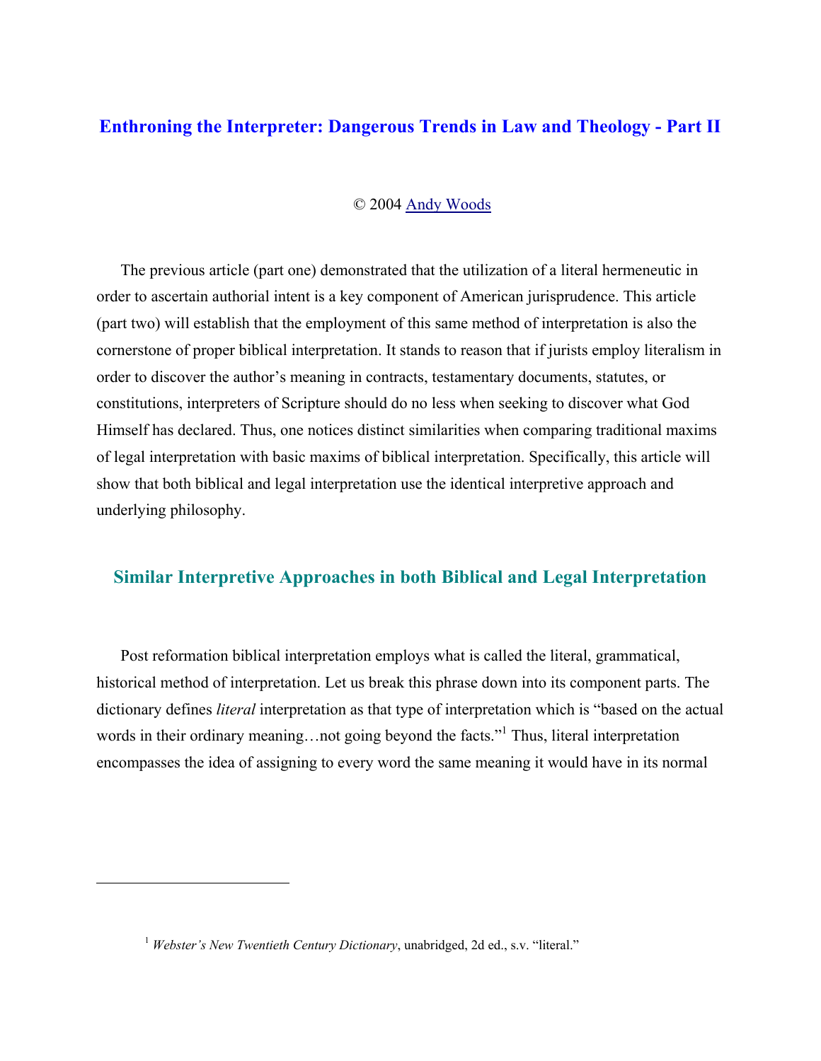# Enthroning the Interpreter: Dangerous Trends in Law and Theology - Part II

© 2004 Andy Woods

The previous article (part one) demonstrated that the utilization of a literal hermeneutic in order to ascertain authorial intent is a key component of American jurisprudence. This article (part two) will establish that the employment of this same method of interpretation is also the cornerstone of proper biblical interpretation. It stands to reason that if jurists employ literalism in order to discover the author's meaning in contracts, testamentary documents, statutes, or constitutions, interpreters of Scripture should do no less when seeking to discover what God Himself has declared. Thus, one notices distinct similarities when comparing traditional maxims of legal interpretation with basic maxims of biblical interpretation. Specifically, this article will show that both biblical and legal interpretation use the identical interpretive approach and underlying philosophy.

## Similar Interpretive Approaches in both Biblical and Legal Interpretation

Post reformation biblical interpretation employs what is called the literal, grammatical, historical method of interpretation. Let us break this phrase down into its component parts. The dictionary defines *literal* interpretation as that type of interpretation which is "based on the actual words in their ordinary meaning…not going beyond the facts."[1] Thus, literal interpretation encompasses the idea of assigning to every word the same meaning it would have in its normal

---

[1] *Webster's New Twentieth Century Dictionary*, unabridged, 2d ed., s.v. "literal."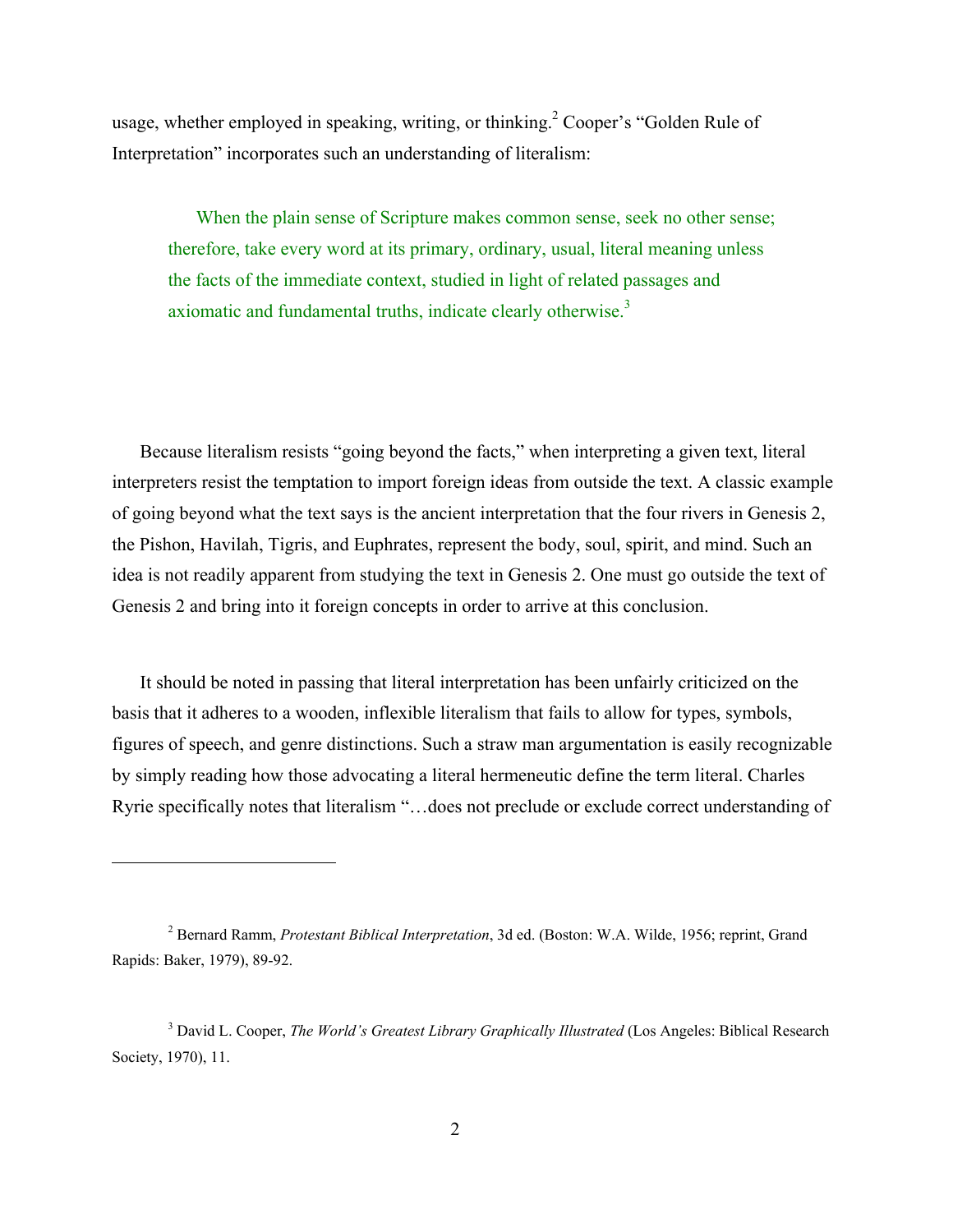usage, whether employed in speaking, writing, or thinking.[2] Cooper's "Golden Rule of Interpretation" incorporates such an understanding of literalism:

> When the plain sense of Scripture makes common sense, seek no other sense; therefore, take every word at its primary, ordinary, usual, literal meaning unless the facts of the immediate context, studied in light of related passages and axiomatic and fundamental truths, indicate clearly otherwise.[3]

Because literalism resists "going beyond the facts," when interpreting a given text, literal interpreters resist the temptation to import foreign ideas from outside the text. A classic example of going beyond what the text says is the ancient interpretation that the four rivers in Genesis 2, the Pishon, Havilah, Tigris, and Euphrates, represent the body, soul, spirit, and mind. Such an idea is not readily apparent from studying the text in Genesis 2. One must go outside the text of Genesis 2 and bring into it foreign concepts in order to arrive at this conclusion.

It should be noted in passing that literal interpretation has been unfairly criticized on the basis that it adheres to a wooden, inflexible literalism that fails to allow for types, symbols, figures of speech, and genre distinctions. Such a straw man argumentation is easily recognizable by simply reading how those advocating a literal hermeneutic define the term literal. Charles Ryrie specifically notes that literalism "…does not preclude or exclude correct understanding of

---

[2] Bernard Ramm, *Protestant Biblical Interpretation*, 3d ed. (Boston: W.A. Wilde, 1956; reprint, Grand Rapids: Baker, 1979), 89-92.

[3] David L. Cooper, *The World's Greatest Library Graphically Illustrated* (Los Angeles: Biblical Research Society, 1970), 11.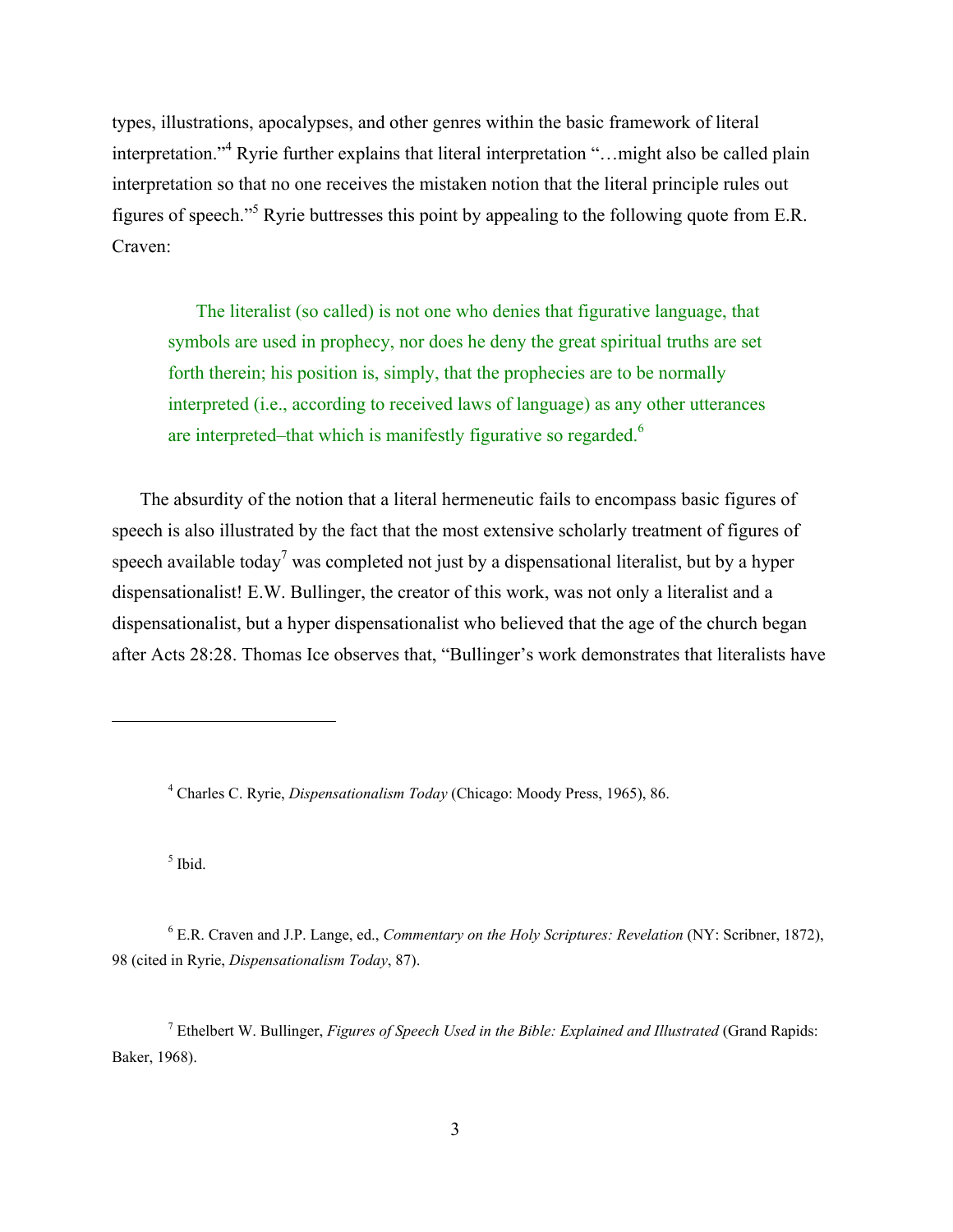types, illustrations, apocalypses, and other genres within the basic framework of literal interpretation."[4] Ryrie further explains that literal interpretation "…might also be called plain interpretation so that no one receives the mistaken notion that the literal principle rules out figures of speech."[5] Ryrie buttresses this point by appealing to the following quote from E.R. Craven:

> The literalist (so called) is not one who denies that figurative language, that symbols are used in prophecy, nor does he deny the great spiritual truths are set forth therein; his position is, simply, that the prophecies are to be normally interpreted (i.e., according to received laws of language) as any other utterances are interpreted–that which is manifestly figurative so regarded.[6]

The absurdity of the notion that a literal hermeneutic fails to encompass basic figures of speech is also illustrated by the fact that the most extensive scholarly treatment of figures of speech available today[7] was completed not just by a dispensational literalist, but by a hyper dispensationalist! E.W. Bullinger, the creator of this work, was not only a literalist and a dispensationalist, but a hyper dispensationalist who believed that the age of the church began after Acts 28:28. Thomas Ice observes that, "Bullinger's work demonstrates that literalists have

---

[4] Charles C. Ryrie, *Dispensationalism Today* (Chicago: Moody Press, 1965), 86.

[5] Ibid.

[6] E.R. Craven and J.P. Lange, ed., *Commentary on the Holy Scriptures: Revelation* (NY: Scribner, 1872), 98 (cited in Ryrie, *Dispensationalism Today*, 87).

[7] Ethelbert W. Bullinger, *Figures of Speech Used in the Bible: Explained and Illustrated* (Grand Rapids: Baker, 1968).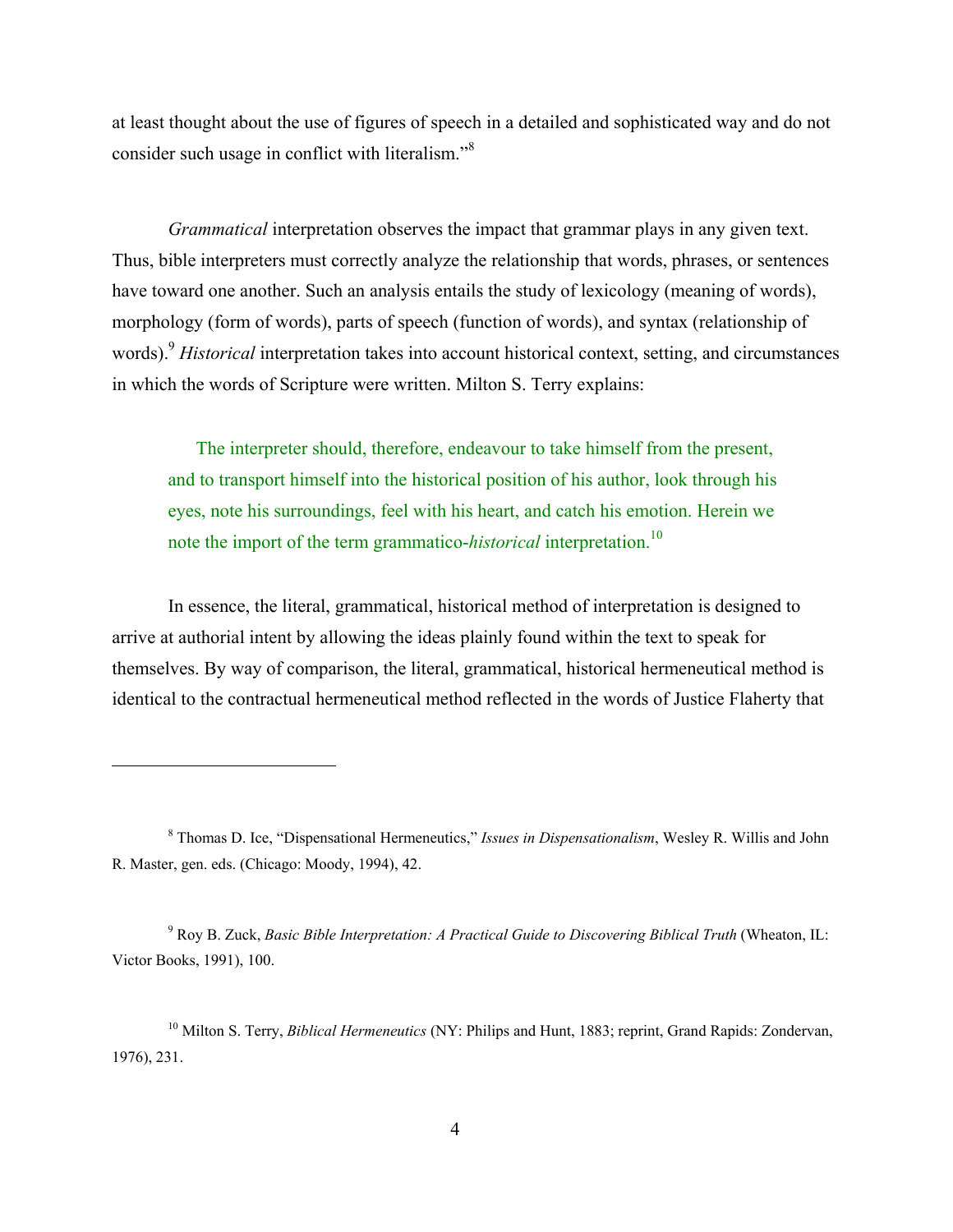at least thought about the use of figures of speech in a detailed and sophisticated way and do not consider such usage in conflict with literalism."[8]

*Grammatical* interpretation observes the impact that grammar plays in any given text. Thus, bible interpreters must correctly analyze the relationship that words, phrases, or sentences have toward one another. Such an analysis entails the study of lexicology (meaning of words), morphology (form of words), parts of speech (function of words), and syntax (relationship of words).[9] *Historical* interpretation takes into account historical context, setting, and circumstances in which the words of Scripture were written. Milton S. Terry explains:

> The interpreter should, therefore, endeavour to take himself from the present, and to transport himself into the historical position of his author, look through his eyes, note his surroundings, feel with his heart, and catch his emotion. Herein we note the import of the term grammatico-*historical* interpretation.[10]

In essence, the literal, grammatical, historical method of interpretation is designed to arrive at authorial intent by allowing the ideas plainly found within the text to speak for themselves. By way of comparison, the literal, grammatical, historical hermeneutical method is identical to the contractual hermeneutical method reflected in the words of Justice Flaherty that

---

[8] Thomas D. Ice, "Dispensational Hermeneutics," *Issues in Dispensationalism*, Wesley R. Willis and John R. Master, gen. eds. (Chicago: Moody, 1994), 42.

[9] Roy B. Zuck, *Basic Bible Interpretation: A Practical Guide to Discovering Biblical Truth* (Wheaton, IL: Victor Books, 1991), 100.

[10] Milton S. Terry, *Biblical Hermeneutics* (NY: Philips and Hunt, 1883; reprint, Grand Rapids: Zondervan, 1976), 231.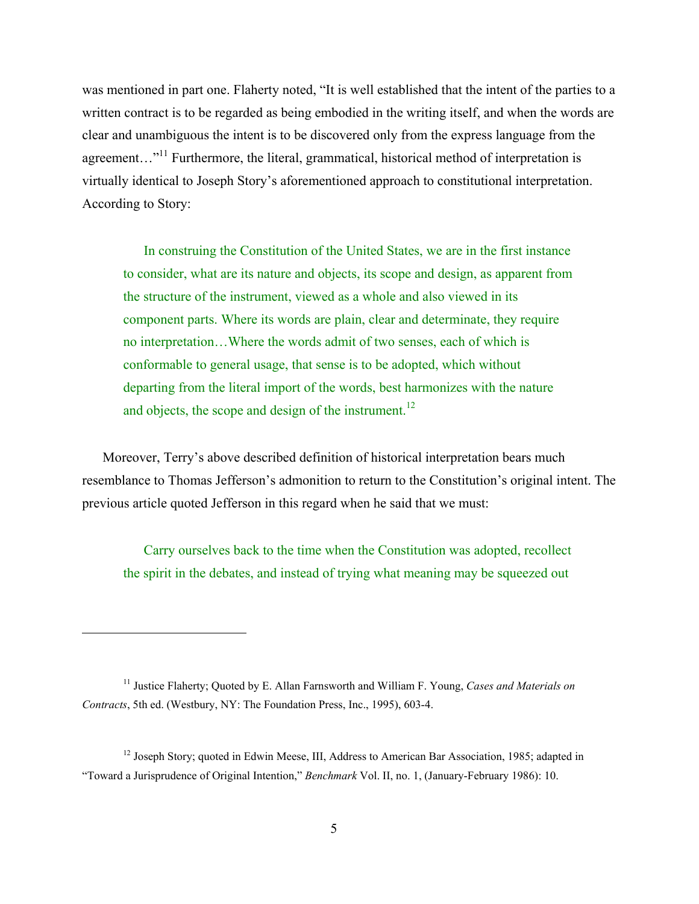was mentioned in part one. Flaherty noted, "It is well established that the intent of the parties to a written contract is to be regarded as being embodied in the writing itself, and when the words are clear and unambiguous the intent is to be discovered only from the express language from the agreement…"[11] Furthermore, the literal, grammatical, historical method of interpretation is virtually identical to Joseph Story's aforementioned approach to constitutional interpretation. According to Story:

> In construing the Constitution of the United States, we are in the first instance to consider, what are its nature and objects, its scope and design, as apparent from the structure of the instrument, viewed as a whole and also viewed in its component parts. Where its words are plain, clear and determinate, they require no interpretation…Where the words admit of two senses, each of which is conformable to general usage, that sense is to be adopted, which without departing from the literal import of the words, best harmonizes with the nature and objects, the scope and design of the instrument.[12]

Moreover, Terry's above described definition of historical interpretation bears much resemblance to Thomas Jefferson's admonition to return to the Constitution's original intent. The previous article quoted Jefferson in this regard when he said that we must:

> Carry ourselves back to the time when the Constitution was adopted, recollect the spirit in the debates, and instead of trying what meaning may be squeezed out

---

[11] Justice Flaherty; Quoted by E. Allan Farnsworth and William F. Young, *Cases and Materials on Contracts*, 5th ed. (Westbury, NY: The Foundation Press, Inc., 1995), 603-4.

[12] Joseph Story; quoted in Edwin Meese, III, Address to American Bar Association, 1985; adapted in "Toward a Jurisprudence of Original Intention," *Benchmark* Vol. II, no. 1, (January-February 1986): 10.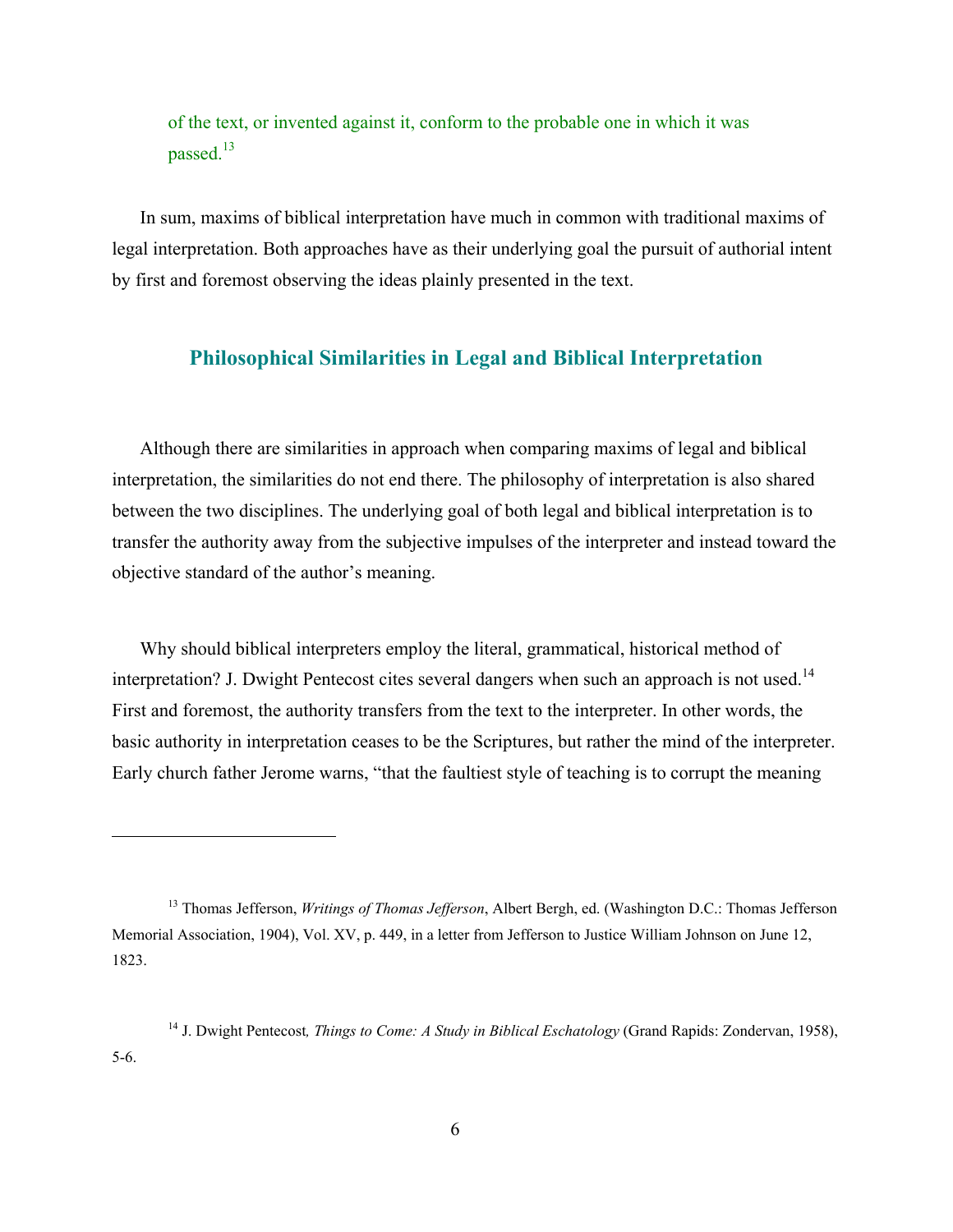of the text, or invented against it, conform to the probable one in which it was passed.[13]

In sum, maxims of biblical interpretation have much in common with traditional maxims of legal interpretation. Both approaches have as their underlying goal the pursuit of authorial intent by first and foremost observing the ideas plainly presented in the text.

## Philosophical Similarities in Legal and Biblical Interpretation

Although there are similarities in approach when comparing maxims of legal and biblical interpretation, the similarities do not end there. The philosophy of interpretation is also shared between the two disciplines. The underlying goal of both legal and biblical interpretation is to transfer the authority away from the subjective impulses of the interpreter and instead toward the objective standard of the author's meaning.

Why should biblical interpreters employ the literal, grammatical, historical method of interpretation? J. Dwight Pentecost cites several dangers when such an approach is not used.[14] First and foremost, the authority transfers from the text to the interpreter. In other words, the basic authority in interpretation ceases to be the Scriptures, but rather the mind of the interpreter. Early church father Jerome warns, "that the faultiest style of teaching is to corrupt the meaning

---

[13] Thomas Jefferson, *Writings of Thomas Jefferson*, Albert Bergh, ed. (Washington D.C.: Thomas Jefferson Memorial Association, 1904), Vol. XV, p. 449, in a letter from Jefferson to Justice William Johnson on June 12, 1823.

[14] J. Dwight Pentecost*, Things to Come: A Study in Biblical Eschatology* (Grand Rapids: Zondervan, 1958), 5-6.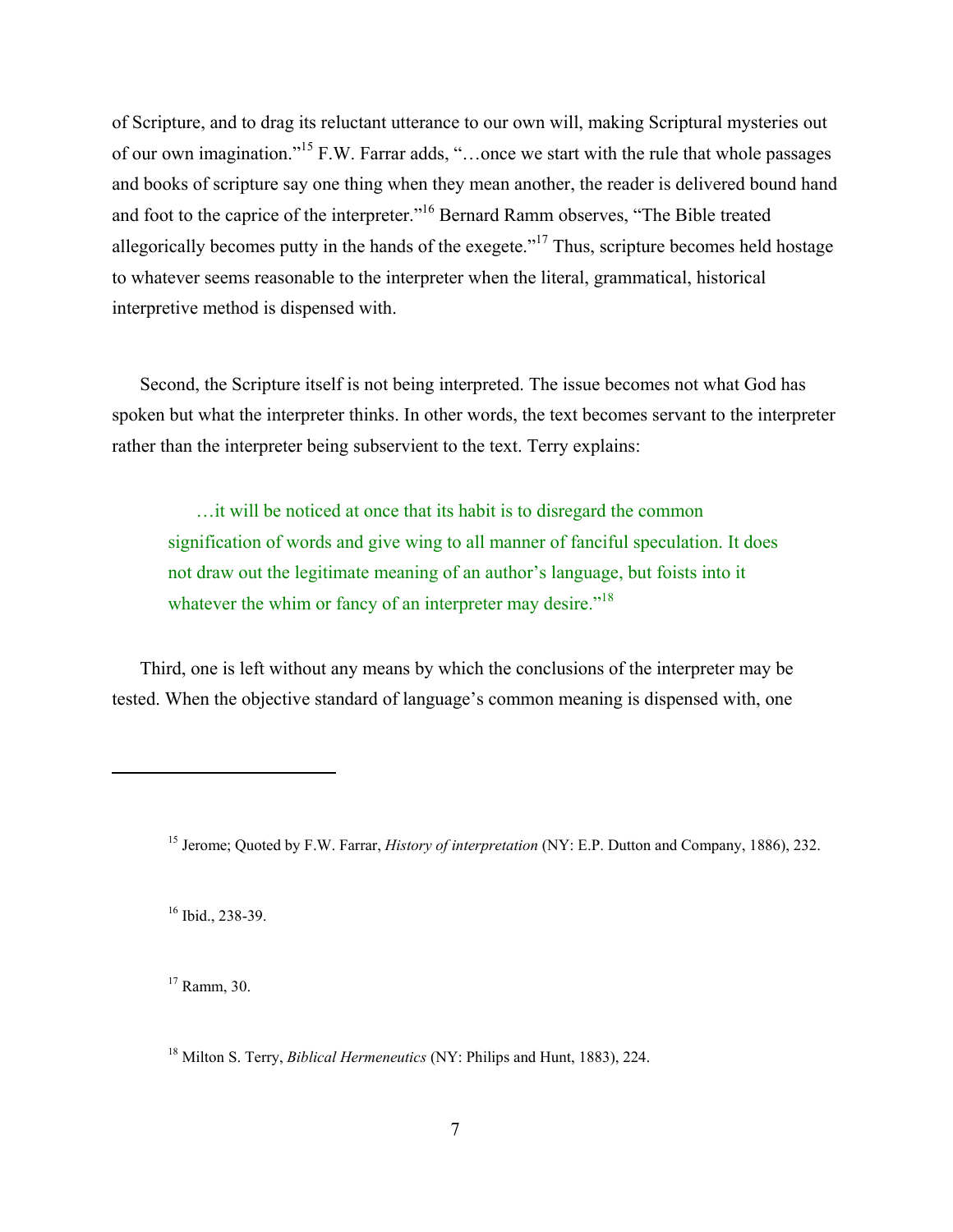of Scripture, and to drag its reluctant utterance to our own will, making Scriptural mysteries out of our own imagination."[15] F.W. Farrar adds, "…once we start with the rule that whole passages and books of scripture say one thing when they mean another, the reader is delivered bound hand and foot to the caprice of the interpreter."[16] Bernard Ramm observes, "The Bible treated allegorically becomes putty in the hands of the exegete."[17] Thus, scripture becomes held hostage to whatever seems reasonable to the interpreter when the literal, grammatical, historical interpretive method is dispensed with.

Second, the Scripture itself is not being interpreted. The issue becomes not what God has spoken but what the interpreter thinks. In other words, the text becomes servant to the interpreter rather than the interpreter being subservient to the text. Terry explains:

> …it will be noticed at once that its habit is to disregard the common signification of words and give wing to all manner of fanciful speculation. It does not draw out the legitimate meaning of an author's language, but foists into it whatever the whim or fancy of an interpreter may desire."[18]

Third, one is left without any means by which the conclusions of the interpreter may be tested. When the objective standard of language's common meaning is dispensed with, one

---

[15] Jerome; Quoted by F.W. Farrar, *History of interpretation* (NY: E.P. Dutton and Company, 1886), 232.

[16] Ibid., 238-39.

[17] Ramm, 30.

[18] Milton S. Terry, *Biblical Hermeneutics* (NY: Philips and Hunt, 1883), 224.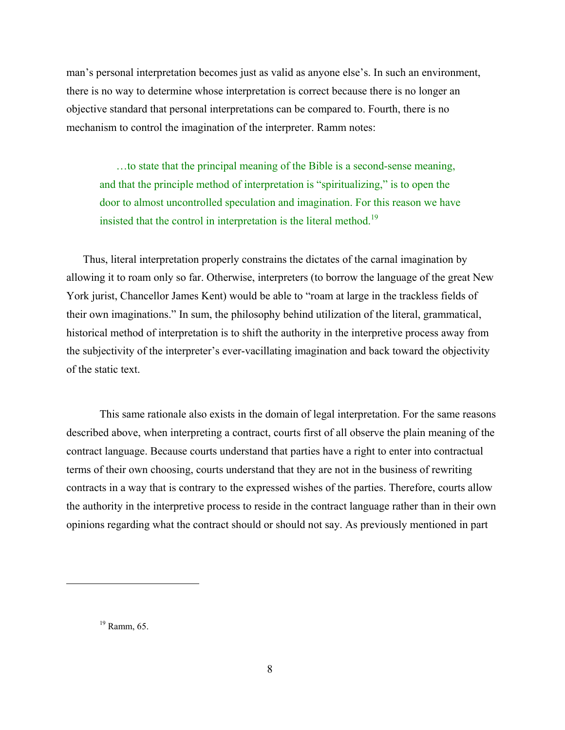man's personal interpretation becomes just as valid as anyone else's. In such an environment, there is no way to determine whose interpretation is correct because there is no longer an objective standard that personal interpretations can be compared to. Fourth, there is no mechanism to control the imagination of the interpreter. Ramm notes:

> …to state that the principal meaning of the Bible is a second-sense meaning, and that the principle method of interpretation is "spiritualizing," is to open the door to almost uncontrolled speculation and imagination. For this reason we have insisted that the control in interpretation is the literal method.[19]

Thus, literal interpretation properly constrains the dictates of the carnal imagination by allowing it to roam only so far. Otherwise, interpreters (to borrow the language of the great New York jurist, Chancellor James Kent) would be able to "roam at large in the trackless fields of their own imaginations." In sum, the philosophy behind utilization of the literal, grammatical, historical method of interpretation is to shift the authority in the interpretive process away from the subjectivity of the interpreter's ever-vacillating imagination and back toward the objectivity of the static text.

This same rationale also exists in the domain of legal interpretation. For the same reasons described above, when interpreting a contract, courts first of all observe the plain meaning of the contract language. Because courts understand that parties have a right to enter into contractual terms of their own choosing, courts understand that they are not in the business of rewriting contracts in a way that is contrary to the expressed wishes of the parties. Therefore, courts allow the authority in the interpretive process to reside in the contract language rather than in their own opinions regarding what the contract should or should not say. As previously mentioned in part

---

[19] Ramm, 65.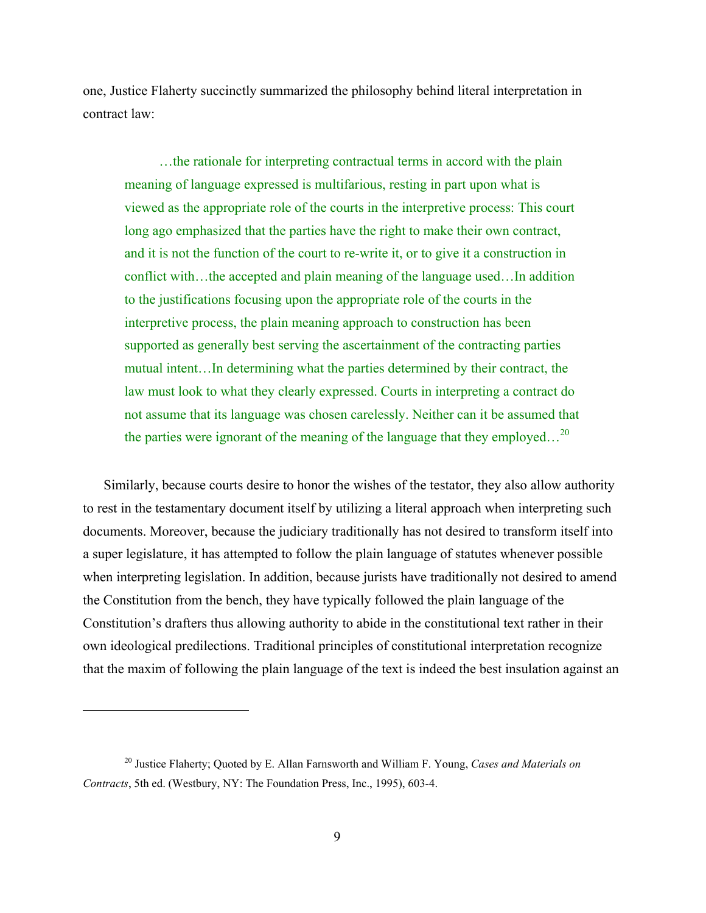one, Justice Flaherty succinctly summarized the philosophy behind literal interpretation in contract law:

> …the rationale for interpreting contractual terms in accord with the plain meaning of language expressed is multifarious, resting in part upon what is viewed as the appropriate role of the courts in the interpretive process: This court long ago emphasized that the parties have the right to make their own contract, and it is not the function of the court to re-write it, or to give it a construction in conflict with…the accepted and plain meaning of the language used…In addition to the justifications focusing upon the appropriate role of the courts in the interpretive process, the plain meaning approach to construction has been supported as generally best serving the ascertainment of the contracting parties mutual intent…In determining what the parties determined by their contract, the law must look to what they clearly expressed. Courts in interpreting a contract do not assume that its language was chosen carelessly. Neither can it be assumed that the parties were ignorant of the meaning of the language that they employed…[20]

Similarly, because courts desire to honor the wishes of the testator, they also allow authority to rest in the testamentary document itself by utilizing a literal approach when interpreting such documents. Moreover, because the judiciary traditionally has not desired to transform itself into a super legislature, it has attempted to follow the plain language of statutes whenever possible when interpreting legislation. In addition, because jurists have traditionally not desired to amend the Constitution from the bench, they have typically followed the plain language of the Constitution's drafters thus allowing authority to abide in the constitutional text rather in their own ideological predilections. Traditional principles of constitutional interpretation recognize that the maxim of following the plain language of the text is indeed the best insulation against an

---

[20] Justice Flaherty; Quoted by E. Allan Farnsworth and William F. Young, *Cases and Materials on Contracts*, 5th ed. (Westbury, NY: The Foundation Press, Inc., 1995), 603-4.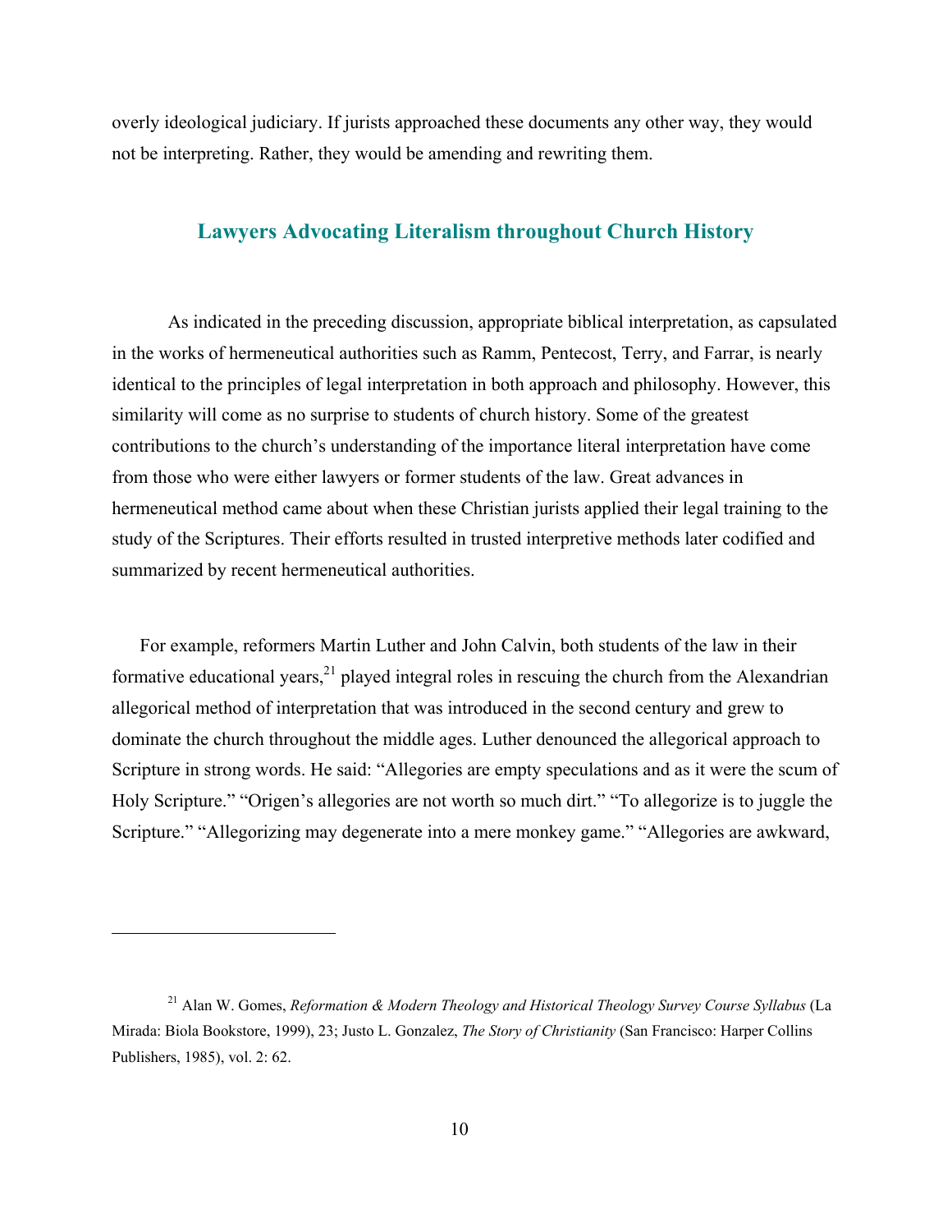overly ideological judiciary. If jurists approached these documents any other way, they would not be interpreting. Rather, they would be amending and rewriting them.

## Lawyers Advocating Literalism throughout Church History

As indicated in the preceding discussion, appropriate biblical interpretation, as capsulated in the works of hermeneutical authorities such as Ramm, Pentecost, Terry, and Farrar, is nearly identical to the principles of legal interpretation in both approach and philosophy. However, this similarity will come as no surprise to students of church history. Some of the greatest contributions to the church's understanding of the importance literal interpretation have come from those who were either lawyers or former students of the law. Great advances in hermeneutical method came about when these Christian jurists applied their legal training to the study of the Scriptures. Their efforts resulted in trusted interpretive methods later codified and summarized by recent hermeneutical authorities.

For example, reformers Martin Luther and John Calvin, both students of the law in their formative educational years,[21] played integral roles in rescuing the church from the Alexandrian allegorical method of interpretation that was introduced in the second century and grew to dominate the church throughout the middle ages. Luther denounced the allegorical approach to Scripture in strong words. He said: "Allegories are empty speculations and as it were the scum of Holy Scripture." "Origen's allegories are not worth so much dirt." "To allegorize is to juggle the Scripture." "Allegorizing may degenerate into a mere monkey game." "Allegories are awkward,

---

[21] Alan W. Gomes, *Reformation & Modern Theology and Historical Theology Survey Course Syllabus* (La Mirada: Biola Bookstore, 1999), 23; Justo L. Gonzalez, *The Story of Christianity* (San Francisco: Harper Collins Publishers, 1985), vol. 2: 62.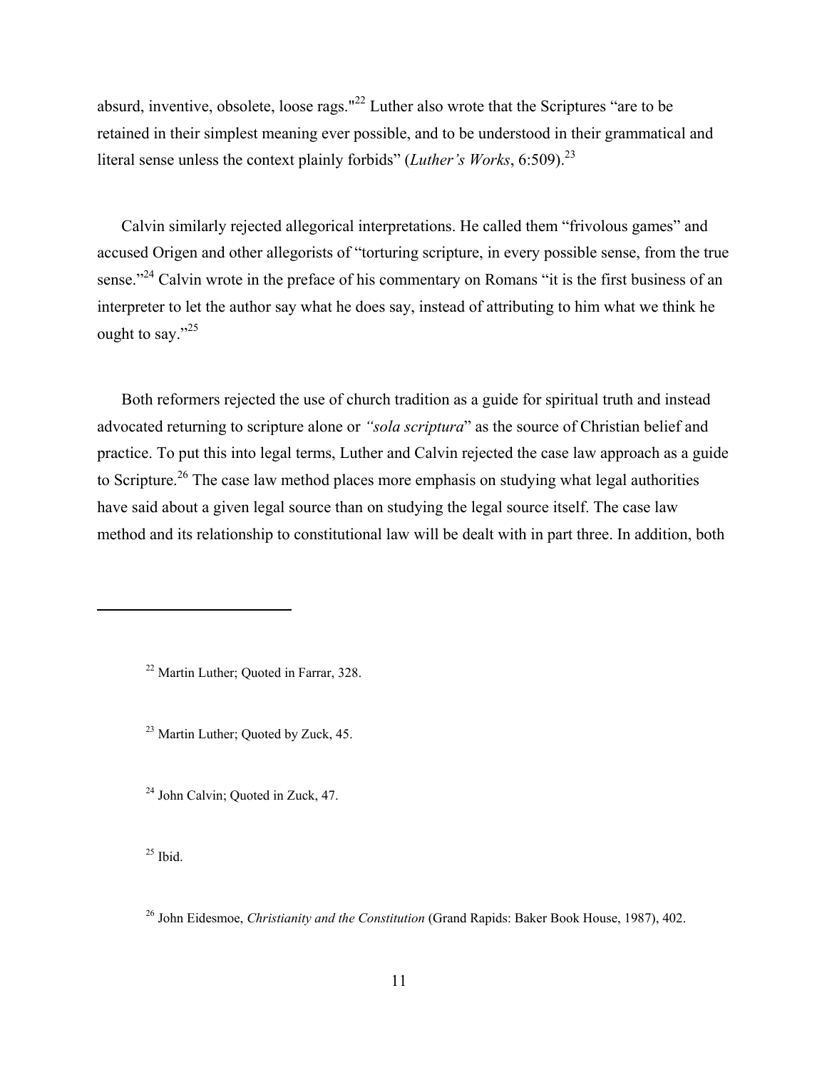absurd, inventive, obsolete, loose rags."[22] Luther also wrote that the Scriptures "are to be retained in their simplest meaning ever possible, and to be understood in their grammatical and literal sense unless the context plainly forbids" (*Luther's Works*, 6:509).[23]

Calvin similarly rejected allegorical interpretations. He called them "frivolous games" and accused Origen and other allegorists of "torturing scripture, in every possible sense, from the true sense."[24] Calvin wrote in the preface of his commentary on Romans "it is the first business of an interpreter to let the author say what he does say, instead of attributing to him what we think he ought to say."[25]

Both reformers rejected the use of church tradition as a guide for spiritual truth and instead advocated returning to scripture alone or *"sola scriptura*" as the source of Christian belief and practice. To put this into legal terms, Luther and Calvin rejected the case law approach as a guide to Scripture.[26] The case law method places more emphasis on studying what legal authorities have said about a given legal source than on studying the legal source itself. The case law method and its relationship to constitutional law will be dealt with in part three. In addition, both

---

[22] Martin Luther; Quoted in Farrar, 328.

[23] Martin Luther; Quoted by Zuck, 45.

[24] John Calvin; Quoted in Zuck, 47.

[25] Ibid.

[26] John Eidesmoe, *Christianity and the Constitution* (Grand Rapids: Baker Book House, 1987), 402.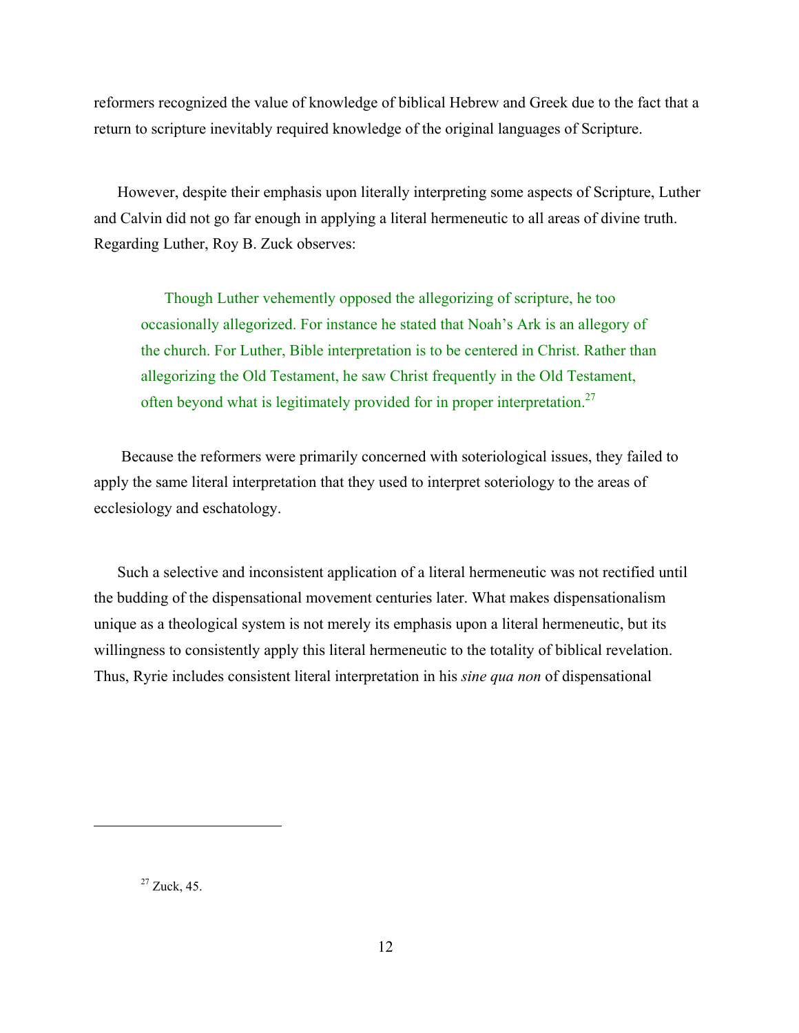reformers recognized the value of knowledge of biblical Hebrew and Greek due to the fact that a return to scripture inevitably required knowledge of the original languages of Scripture.

However, despite their emphasis upon literally interpreting some aspects of Scripture, Luther and Calvin did not go far enough in applying a literal hermeneutic to all areas of divine truth. Regarding Luther, Roy B. Zuck observes:

> Though Luther vehemently opposed the allegorizing of scripture, he too occasionally allegorized. For instance he stated that Noah's Ark is an allegory of the church. For Luther, Bible interpretation is to be centered in Christ. Rather than allegorizing the Old Testament, he saw Christ frequently in the Old Testament, often beyond what is legitimately provided for in proper interpretation.[27]

Because the reformers were primarily concerned with soteriological issues, they failed to apply the same literal interpretation that they used to interpret soteriology to the areas of ecclesiology and eschatology.

Such a selective and inconsistent application of a literal hermeneutic was not rectified until the budding of the dispensational movement centuries later. What makes dispensationalism unique as a theological system is not merely its emphasis upon a literal hermeneutic, but its willingness to consistently apply this literal hermeneutic to the totality of biblical revelation. Thus, Ryrie includes consistent literal interpretation in his *sine qua non* of dispensational

---

[27] Zuck, 45.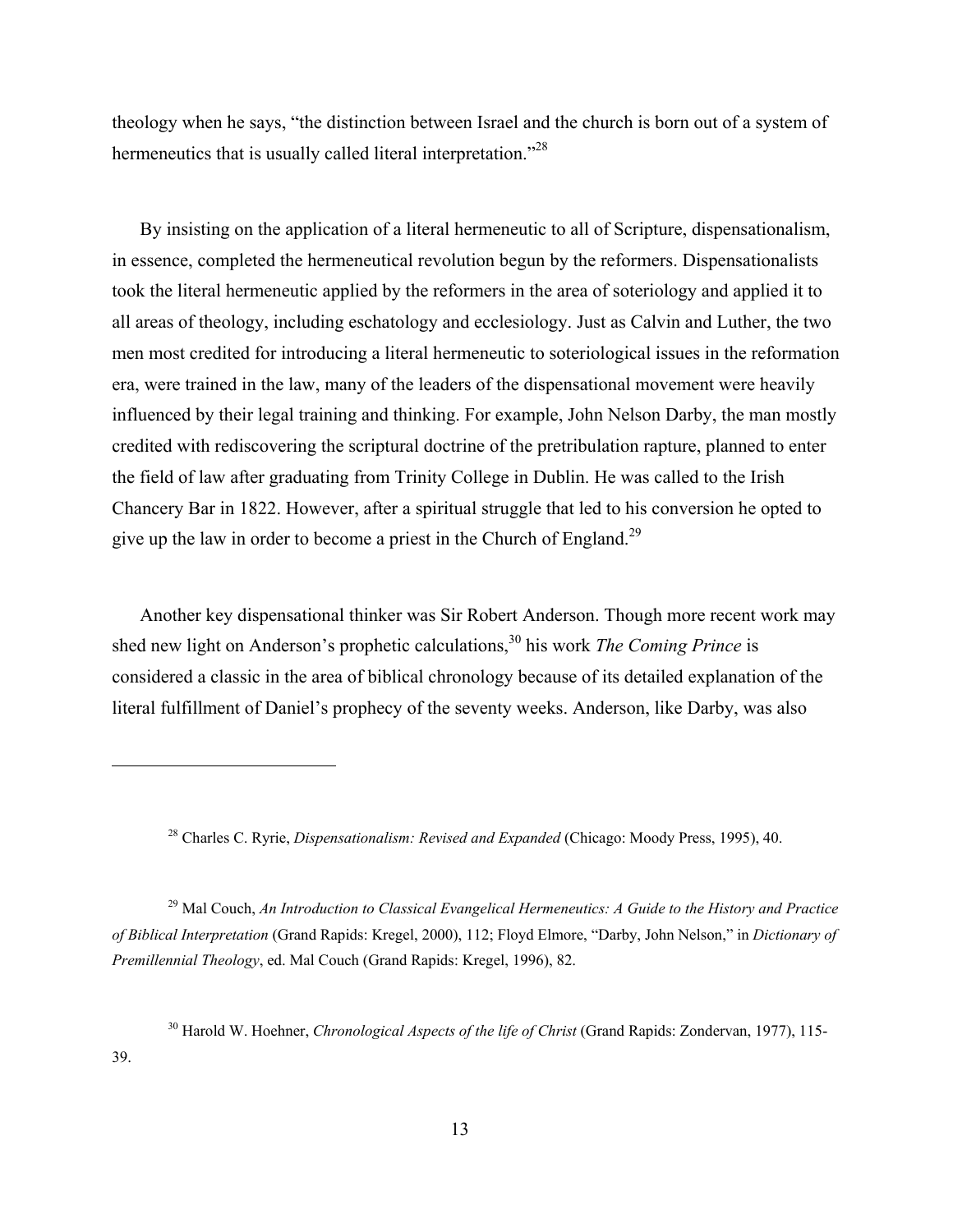theology when he says, "the distinction between Israel and the church is born out of a system of hermeneutics that is usually called literal interpretation."[28]

By insisting on the application of a literal hermeneutic to all of Scripture, dispensationalism, in essence, completed the hermeneutical revolution begun by the reformers. Dispensationalists took the literal hermeneutic applied by the reformers in the area of soteriology and applied it to all areas of theology, including eschatology and ecclesiology. Just as Calvin and Luther, the two men most credited for introducing a literal hermeneutic to soteriological issues in the reformation era, were trained in the law, many of the leaders of the dispensational movement were heavily influenced by their legal training and thinking. For example, John Nelson Darby, the man mostly credited with rediscovering the scriptural doctrine of the pretribulation rapture, planned to enter the field of law after graduating from Trinity College in Dublin. He was called to the Irish Chancery Bar in 1822. However, after a spiritual struggle that led to his conversion he opted to give up the law in order to become a priest in the Church of England.[29]

Another key dispensational thinker was Sir Robert Anderson. Though more recent work may shed new light on Anderson's prophetic calculations,[30] his work *The Coming Prince* is considered a classic in the area of biblical chronology because of its detailed explanation of the literal fulfillment of Daniel's prophecy of the seventy weeks. Anderson, like Darby, was also

---

[28] Charles C. Ryrie, *Dispensationalism: Revised and Expanded* (Chicago: Moody Press, 1995), 40.

[29] Mal Couch, *An Introduction to Classical Evangelical Hermeneutics: A Guide to the History and Practice of Biblical Interpretation* (Grand Rapids: Kregel, 2000), 112; Floyd Elmore, "Darby, John Nelson," in *Dictionary of Premillennial Theology*, ed. Mal Couch (Grand Rapids: Kregel, 1996), 82.

[30] Harold W. Hoehner, *Chronological Aspects of the life of Christ* (Grand Rapids: Zondervan, 1977), 115-39.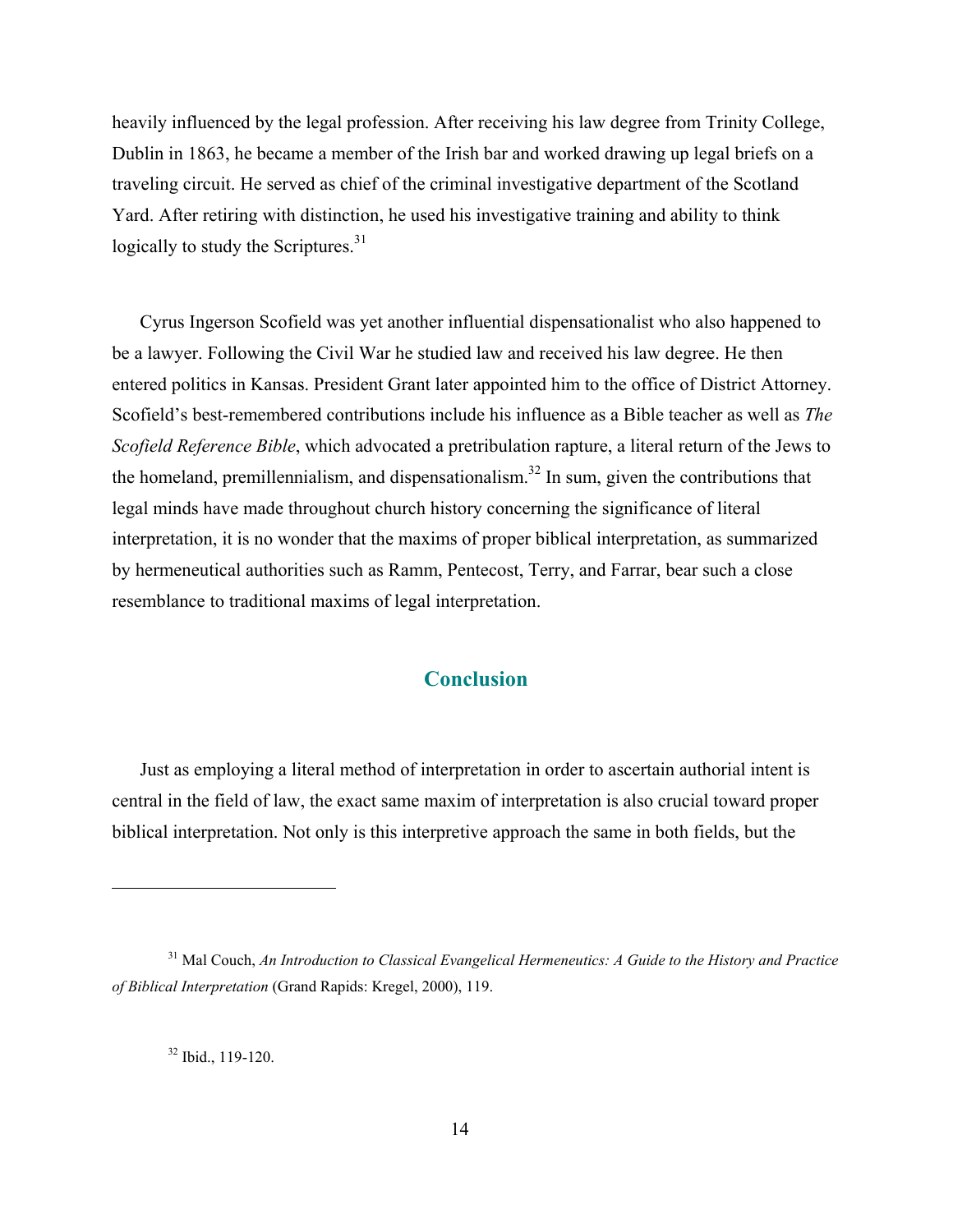heavily influenced by the legal profession. After receiving his law degree from Trinity College, Dublin in 1863, he became a member of the Irish bar and worked drawing up legal briefs on a traveling circuit. He served as chief of the criminal investigative department of the Scotland Yard. After retiring with distinction, he used his investigative training and ability to think logically to study the Scriptures.[31]

Cyrus Ingerson Scofield was yet another influential dispensationalist who also happened to be a lawyer. Following the Civil War he studied law and received his law degree. He then entered politics in Kansas. President Grant later appointed him to the office of District Attorney. Scofield's best-remembered contributions include his influence as a Bible teacher as well as *The Scofield Reference Bible*, which advocated a pretribulation rapture, a literal return of the Jews to the homeland, premillennialism, and dispensationalism.[32] In sum, given the contributions that legal minds have made throughout church history concerning the significance of literal interpretation, it is no wonder that the maxims of proper biblical interpretation, as summarized by hermeneutical authorities such as Ramm, Pentecost, Terry, and Farrar, bear such a close resemblance to traditional maxims of legal interpretation.

## Conclusion

Just as employing a literal method of interpretation in order to ascertain authorial intent is central in the field of law, the exact same maxim of interpretation is also crucial toward proper biblical interpretation. Not only is this interpretive approach the same in both fields, but the

---

[31] Mal Couch, *An Introduction to Classical Evangelical Hermeneutics: A Guide to the History and Practice of Biblical Interpretation* (Grand Rapids: Kregel, 2000), 119.

[32] Ibid., 119-120.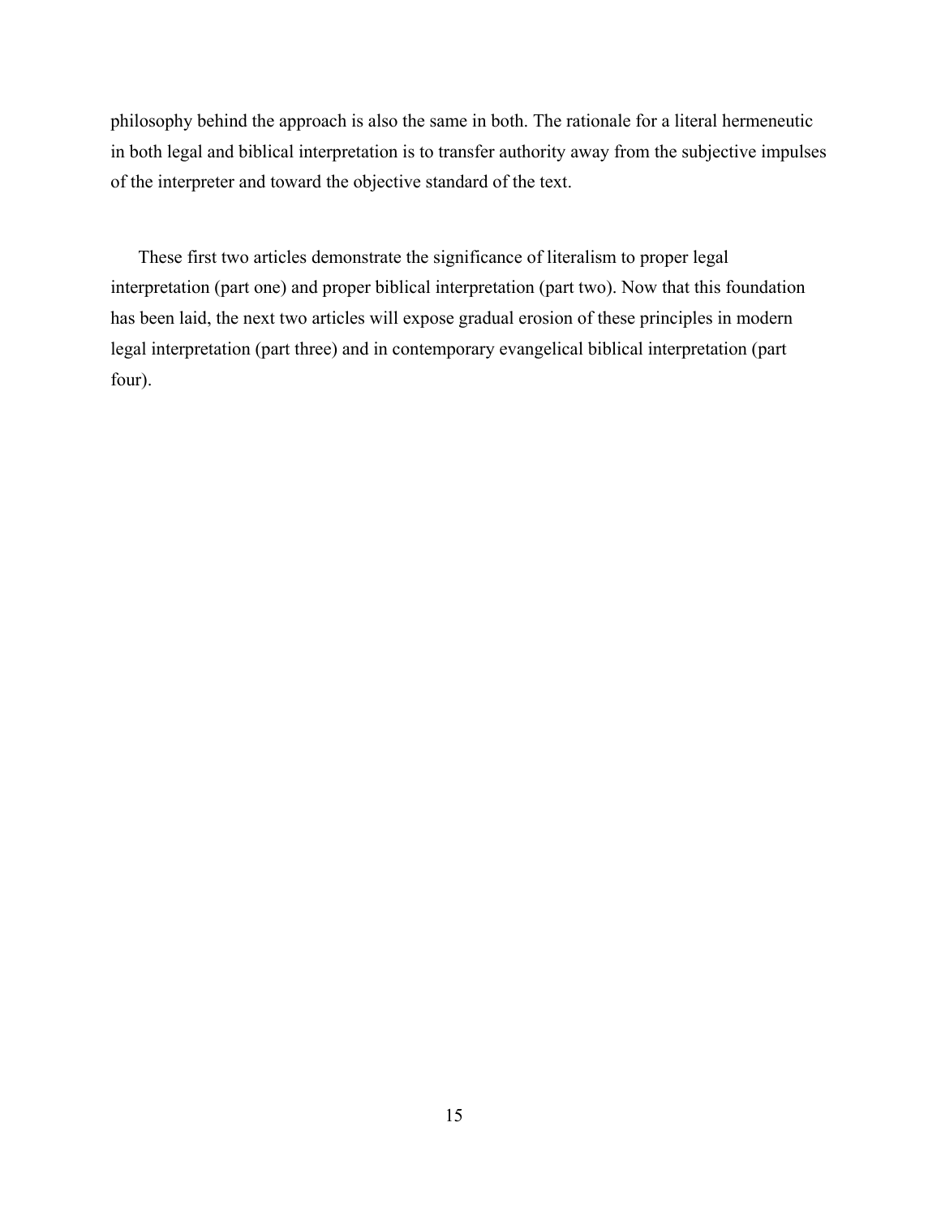philosophy behind the approach is also the same in both. The rationale for a literal hermeneutic in both legal and biblical interpretation is to transfer authority away from the subjective impulses of the interpreter and toward the objective standard of the text.

These first two articles demonstrate the significance of literalism to proper legal interpretation (part one) and proper biblical interpretation (part two). Now that this foundation has been laid, the next two articles will expose gradual erosion of these principles in modern legal interpretation (part three) and in contemporary evangelical biblical interpretation (part four).